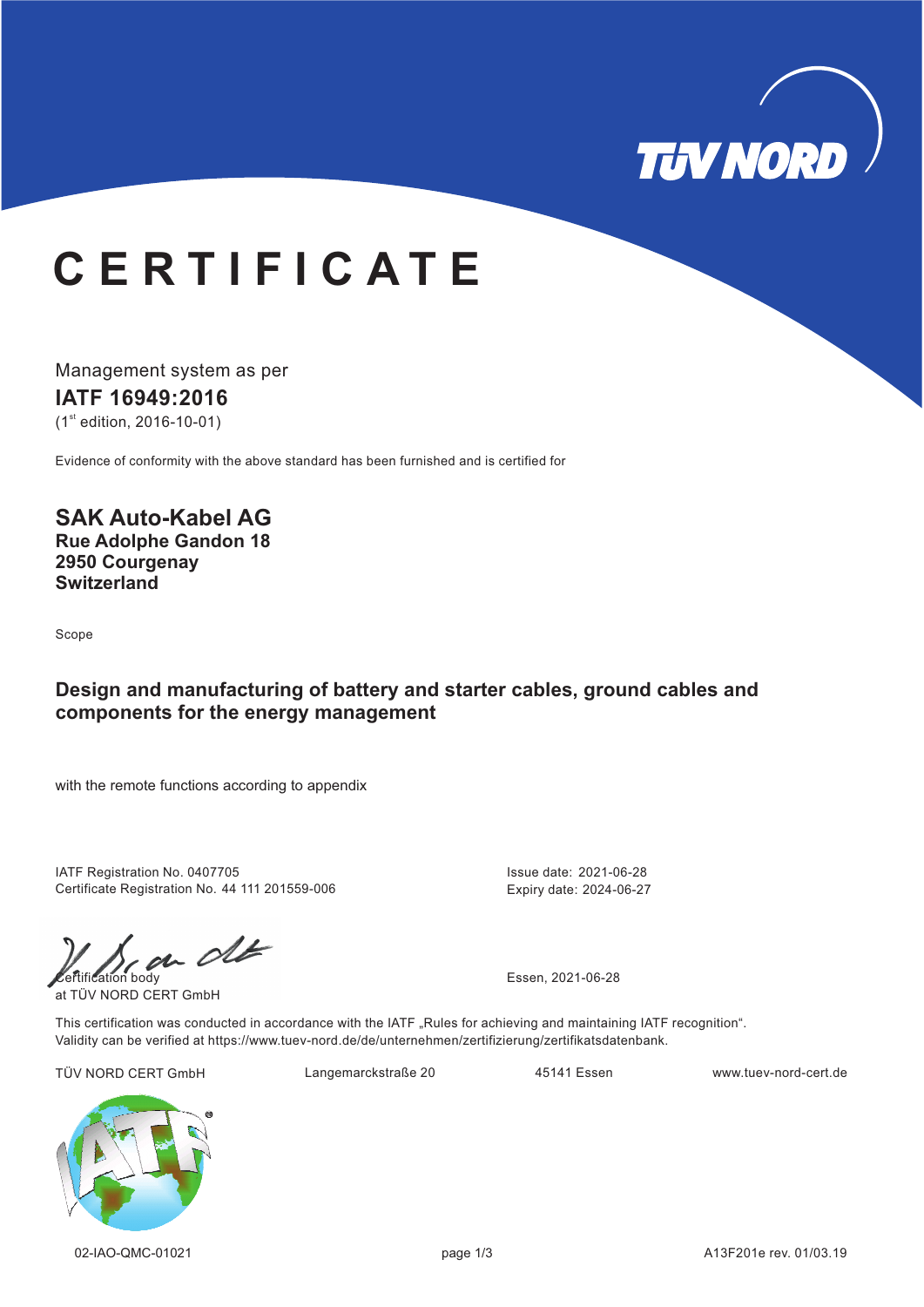# CERTIFICATE

Management system as per

## IATF 16949:2016

(1st edition, 2016-10-01)

Evidence of conformity with the above standard has been furnished and is certified for

**SAK Auto-Kabel AG**
**Rue Adolphe Gandon 18**
**2950 Courgenay**
**Switzerland**

Scope

**Design and manufacturing of battery and starter cables, ground cables and components for the energy management**

with the remote functions according to appendix

IATF Registration No. 0407705
Certificate Registration No. 44 111 201559-006

Issue date: 2021-06-28
Expiry date: 2024-06-27

Certification body
at TÜV NORD CERT GmbH

Essen, 2021-06-28

This certification was conducted in accordance with the IATF „Rules for achieving and maintaining IATF recognition“.
Validity can be verified at https://www.tuev-nord.de/de/unternehmen/zertifizierung/zertifikatsdatenbank.

TÜV NORD CERT GmbH | Langemarckstraße 20 | 45141 Essen | www.tuev-nord-cert.de

02-IAO-QMC-01021 | A13F201e rev. 01/03.19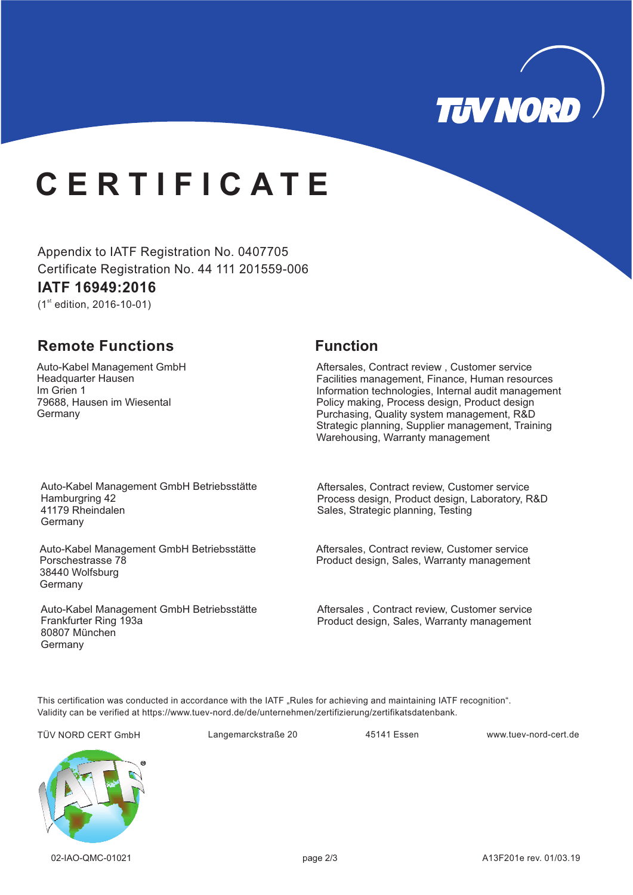# CERTIFICATE

Appendix to IATF Registration No. 0407705
Certificate Registration No. 44 111 201559-006

**IATF 16949:2016**
(1st edition, 2016-10-01)

| Remote Functions | Function |
|---|---|
| Auto-Kabel Management GmbH<br>Headquarter Hausen<br>Im Grien 1<br>79688, Hausen im Wiesental<br>Germany | Aftersales, Contract review , Customer service<br>Facilities management, Finance, Human resources<br>Information technologies, Internal audit management<br>Policy making, Process design, Product design<br>Purchasing, Quality system management, R&D<br>Strategic planning, Supplier management, Training<br>Warehousing, Warranty management |
| Auto-Kabel Management GmbH Betriebsstätte<br>Hamburgring 42<br>41179 Rheindalen<br>Germany | Aftersales, Contract review, Customer service<br>Process design, Product design, Laboratory, R&D<br>Sales, Strategic planning, Testing |
| Auto-Kabel Management GmbH Betriebsstätte<br>Porschestrasse 78<br>38440 Wolfsburg<br>Germany | Aftersales, Contract review, Customer service<br>Product design, Sales, Warranty management |
| Auto-Kabel Management GmbH Betriebsstätte<br>Frankfurter Ring 193a<br>80807 München<br>Germany | Aftersales , Contract review, Customer service<br>Product design, Sales, Warranty management |

This certification was conducted in accordance with the IATF „Rules for achieving and maintaining IATF recognition".
Validity can be verified at https://www.tuev-nord.de/de/unternehmen/zertifizierung/zertifikatsdatenbank.

TÜV NORD CERT GmbH    Langemarckstraße 20    45141 Essen    www.tuev-nord-cert.de

02-IAO-QMC-01021    A13F201e rev. 01/03.19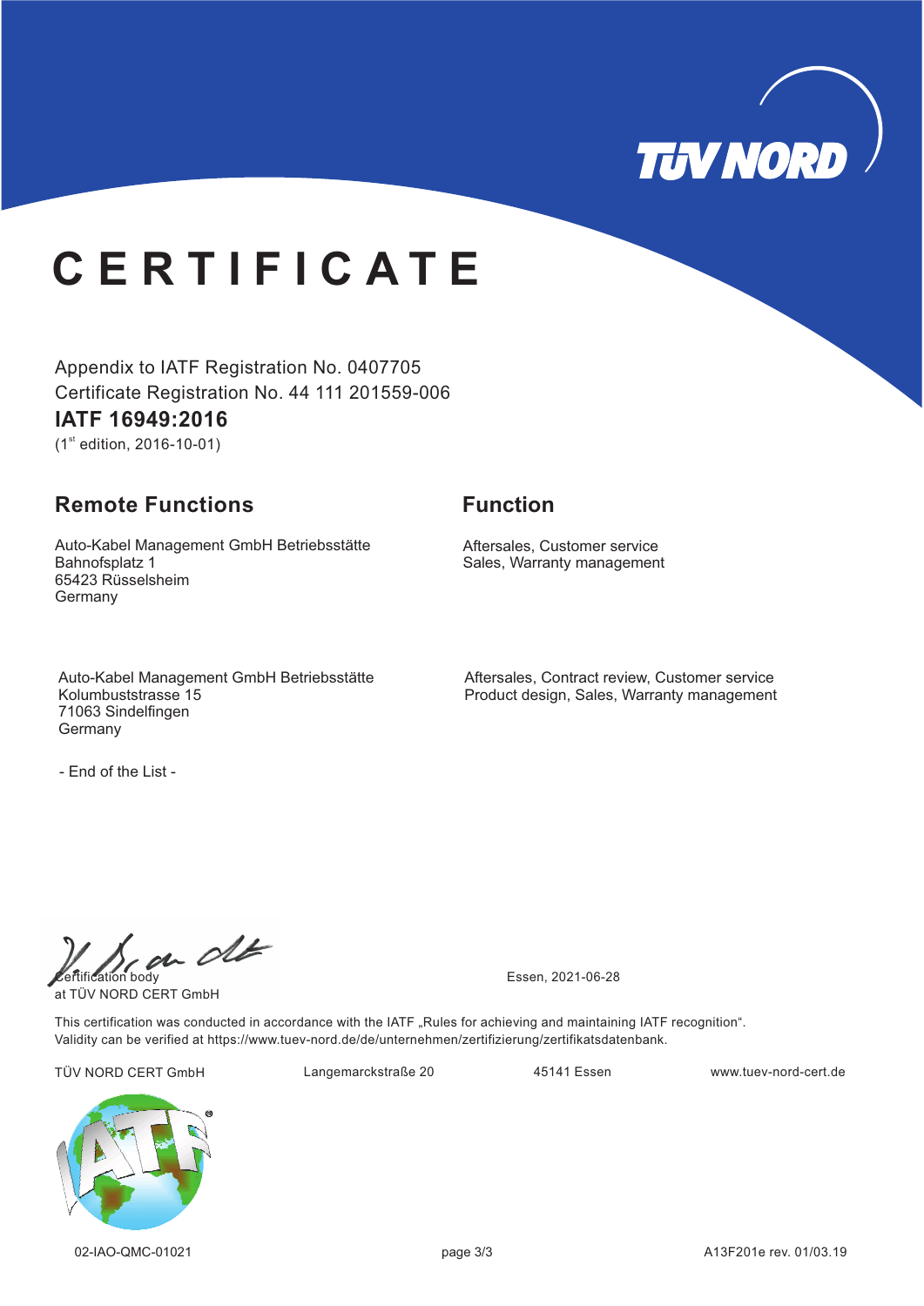# CERTIFICATE

Appendix to IATF Registration No. 0407705
Certificate Registration No. 44 111 201559-006

**IATF 16949:2016**
(1st edition, 2016-10-01)

| Remote Functions | Function |
|---|---|
| Auto-Kabel Management GmbH Betriebsstätte<br>Bahnofsplatz 1<br>65423 Rüsselsheim<br>Germany | Aftersales, Customer service<br>Sales, Warranty management |
| Auto-Kabel Management GmbH Betriebsstätte<br>Kolumbuststrasse 15<br>71063 Sindelfingen<br>Germany | Aftersales, Contract review, Customer service<br>Product design, Sales, Warranty management |

- End of the List -

Certification body
at TÜV NORD CERT GmbH

Essen, 2021-06-28

This certification was conducted in accordance with the IATF „Rules for achieving and maintaining IATF recognition“.
Validity can be verified at https://www.tuev-nord.de/de/unternehmen/zertifizierung/zertifikatsdatenbank.

TÜV NORD CERT GmbH Langemarckstraße 20 45141 Essen www.tuev-nord-cert.de

02-IAO-QMC-01021

A13F201e rev. 01/03.19